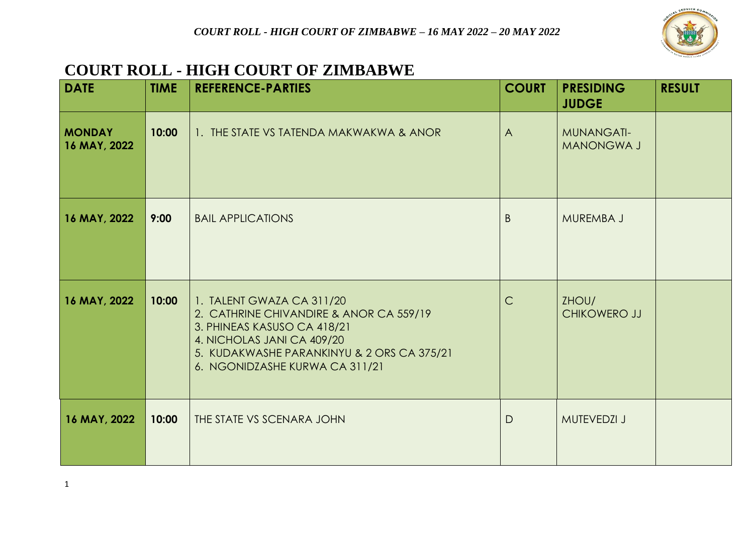# COURT ROLL - HIGH COURT OF ZIMBABWE

| DATE | TIME | REFERENCE-PARTIES | COURT | PRESIDING JUDGE | RESULT |
|---|---|---|---|---|---|
| **MONDAY 16 MAY, 2022** | **10:00** | 1. THE STATE VS TATENDA MAKWAKWA & ANOR | A | MUNANGATI-MANONGWA J | |
| **16 MAY, 2022** | **9:00** | BAIL APPLICATIONS | B | MUREMBA J | |
| **16 MAY, 2022** | **10:00** | 1. TALENT GWAZA CA 311/20<br>2. CATHRINE CHIVANDIRE & ANOR CA 559/19<br>3. PHINEAS KASUSO CA 418/21<br>4. NICHOLAS JANI CA 409/20<br>5. KUDAKWASHE PARANKINYU & 2 ORS CA 375/21<br>6. NGONIDZASHE KURWA CA 311/21 | C | ZHOU/ CHIKOWERO JJ | |
| **16 MAY, 2022** | **10:00** | THE STATE VS SCENARA JOHN | D | MUTEVEDZI J | |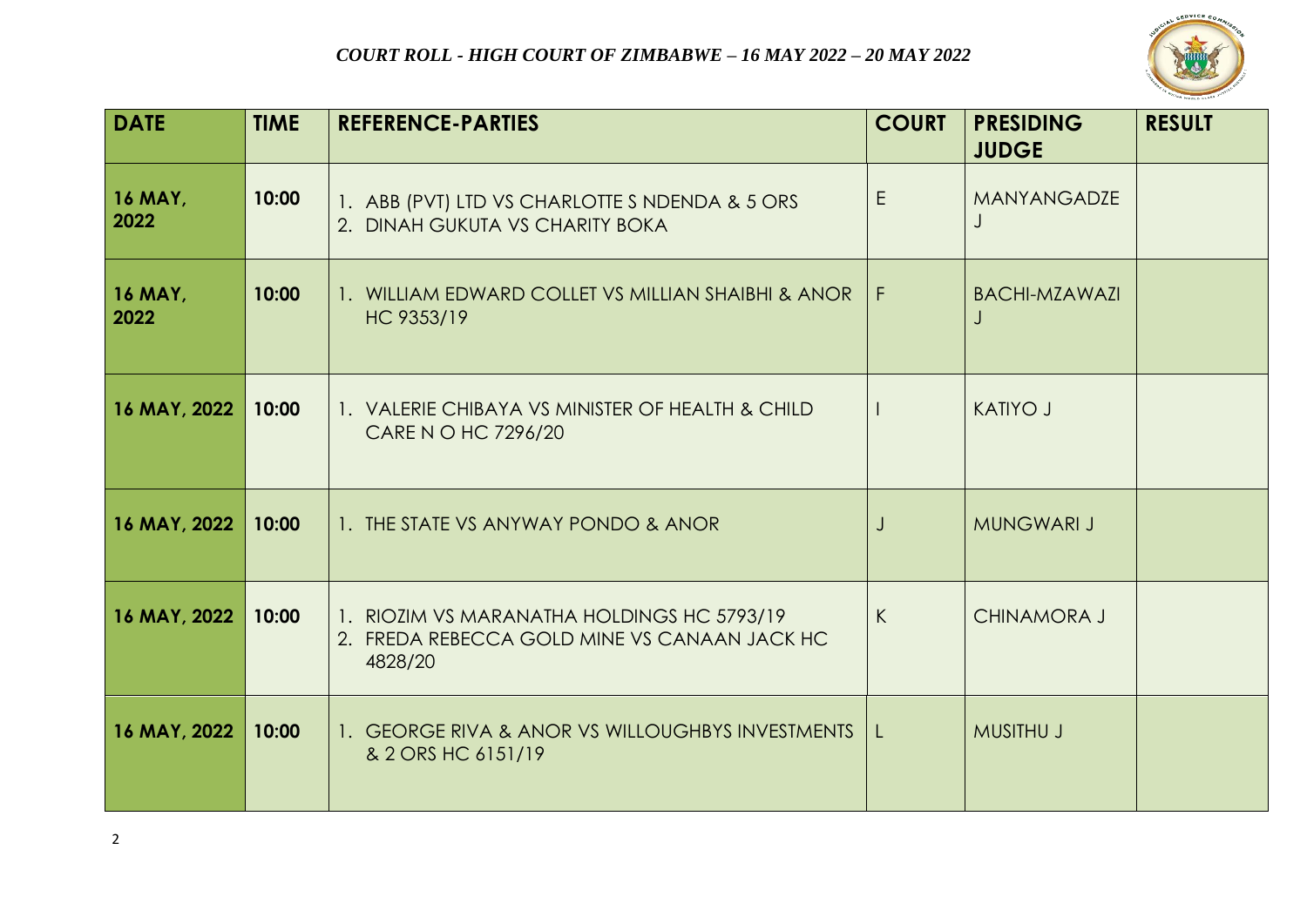*COURT ROLL - HIGH COURT OF ZIMBABWE – 16 MAY 2022 – 20 MAY 2022*

| DATE | TIME | REFERENCE-PARTIES | COURT | PRESIDING JUDGE | RESULT |
|---|---|---|---|---|---|
| 16 MAY, 2022 | 10:00 | 1. ABB (PVT) LTD VS CHARLOTTE S NDENDA & 5 ORS<br>2. DINAH GUKUTA VS CHARITY BOKA | E | MANYANGADZE J | |
| 16 MAY, 2022 | 10:00 | 1. WILLIAM EDWARD COLLET VS MILLIAN SHAIBHI & ANOR HC 9353/19 | F | BACHI-MZAWAZI J | |
| 16 MAY, 2022 | 10:00 | 1. VALERIE CHIBAYA VS MINISTER OF HEALTH & CHILD CARE N O HC 7296/20 | I | KATIYO J | |
| 16 MAY, 2022 | 10:00 | 1. THE STATE VS ANYWAY PONDO & ANOR | J | MUNGWARI J | |
| 16 MAY, 2022 | 10:00 | 1. RIOZIM VS MARANATHA HOLDINGS HC 5793/19<br>2. FREDA REBECCA GOLD MINE VS CANAAN JACK HC 4828/20 | K | CHINAMORA J | |
| 16 MAY, 2022 | 10:00 | 1. GEORGE RIVA & ANOR VS WILLOUGHBYS INVESTMENTS & 2 ORS HC 6151/19 | L | MUSITHU J | |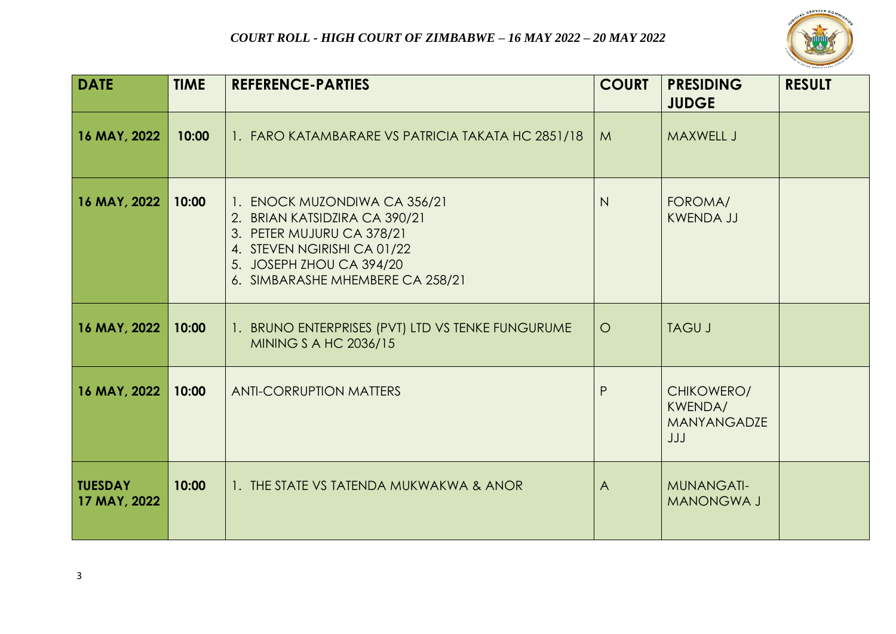*COURT ROLL - HIGH COURT OF ZIMBABWE – 16 MAY 2022 – 20 MAY 2022*

| DATE | TIME | REFERENCE-PARTIES | COURT | PRESIDING JUDGE | RESULT |
|---|---|---|---|---|---|
| 16 MAY, 2022 | 10:00 | 1. FARO KATAMBARARE VS PATRICIA TAKATA HC 2851/18 | M | MAXWELL J | |
| 16 MAY, 2022 | 10:00 | 1. ENOCK MUZONDIWA CA 356/21<br>2. BRIAN KATSIDZIRA CA 390/21<br>3. PETER MUJURU CA 378/21<br>4. STEVEN NGIRISHI CA 01/22<br>5. JOSEPH ZHOU CA 394/20<br>6. SIMBARASHE MHEMBERE CA 258/21 | N | FOROMA/ KWENDA JJ | |
| 16 MAY, 2022 | 10:00 | 1. BRUNO ENTERPRISES (PVT) LTD VS TENKE FUNGURUME MINING S A HC 2036/15 | O | TAGU J | |
| 16 MAY, 2022 | 10:00 | ANTI-CORRUPTION MATTERS | P | CHIKOWERO/ KWENDA/ MANYANGADZE JJJ | |
| TUESDAY 17 MAY, 2022 | 10:00 | 1. THE STATE VS TATENDA MUKWAKWA & ANOR | A | MUNANGATI-MANONGWA J | |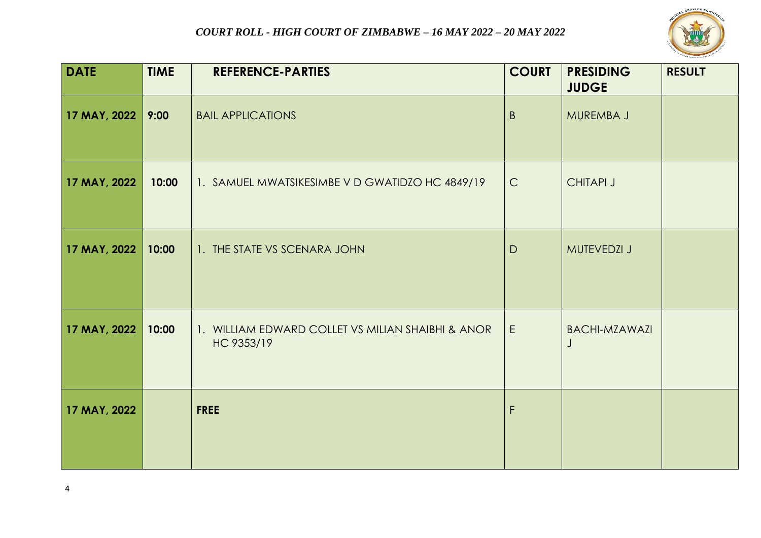*COURT ROLL - HIGH COURT OF ZIMBABWE – 16 MAY 2022 – 20 MAY 2022*

| DATE | TIME | REFERENCE-PARTIES | COURT | PRESIDING JUDGE | RESULT |
|---|---|---|---|---|---|
| 17 MAY, 2022 | 9:00 | BAIL APPLICATIONS | B | MUREMBA J | |
| 17 MAY, 2022 | 10:00 | 1. SAMUEL MWATSIKESIMBE V D GWATIDZO HC 4849/19 | C | CHITAPI J | |
| 17 MAY, 2022 | 10:00 | 1. THE STATE VS SCENARA JOHN | D | MUTEVEDZI J | |
| 17 MAY, 2022 | 10:00 | 1. WILLIAM EDWARD COLLET VS MILIAN SHAIBHI & ANOR HC 9353/19 | E | BACHI-MZAWAZI J | |
| 17 MAY, 2022 | | **FREE** | F | | |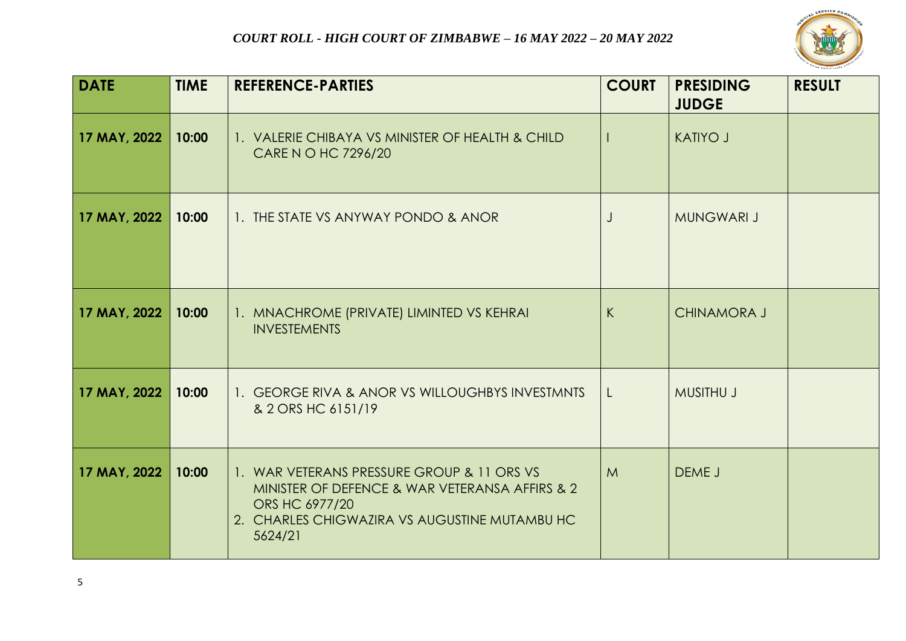*COURT ROLL - HIGH COURT OF ZIMBABWE – 16 MAY 2022 – 20 MAY 2022*

| DATE | TIME | REFERENCE-PARTIES | COURT | PRESIDING JUDGE | RESULT |
|---|---|---|---|---|---|
| 17 MAY, 2022 | 10:00 | 1. VALERIE CHIBAYA VS MINISTER OF HEALTH & CHILD CARE N O HC 7296/20 | I | KATIYO J | |
| 17 MAY, 2022 | 10:00 | 1. THE STATE VS ANYWAY PONDO & ANOR | J | MUNGWARI J | |
| 17 MAY, 2022 | 10:00 | 1. MNACHROME (PRIVATE) LIMINTED VS KEHRAI INVESTEMENTS | K | CHINAMORA J | |
| 17 MAY, 2022 | 10:00 | 1. GEORGE RIVA & ANOR VS WILLOUGHBYS INVESTMNTS & 2 ORS HC 6151/19 | L | MUSITHU J | |
| 17 MAY, 2022 | 10:00 | 1. WAR VETERANS PRESSURE GROUP & 11 ORS VS MINISTER OF DEFENCE & WAR VETERANSA AFFIRS & 2 ORS HC 6977/20<br>2. CHARLES CHIGWAZIRA VS AUGUSTINE MUTAMBU HC 5624/21 | M | DEME J | |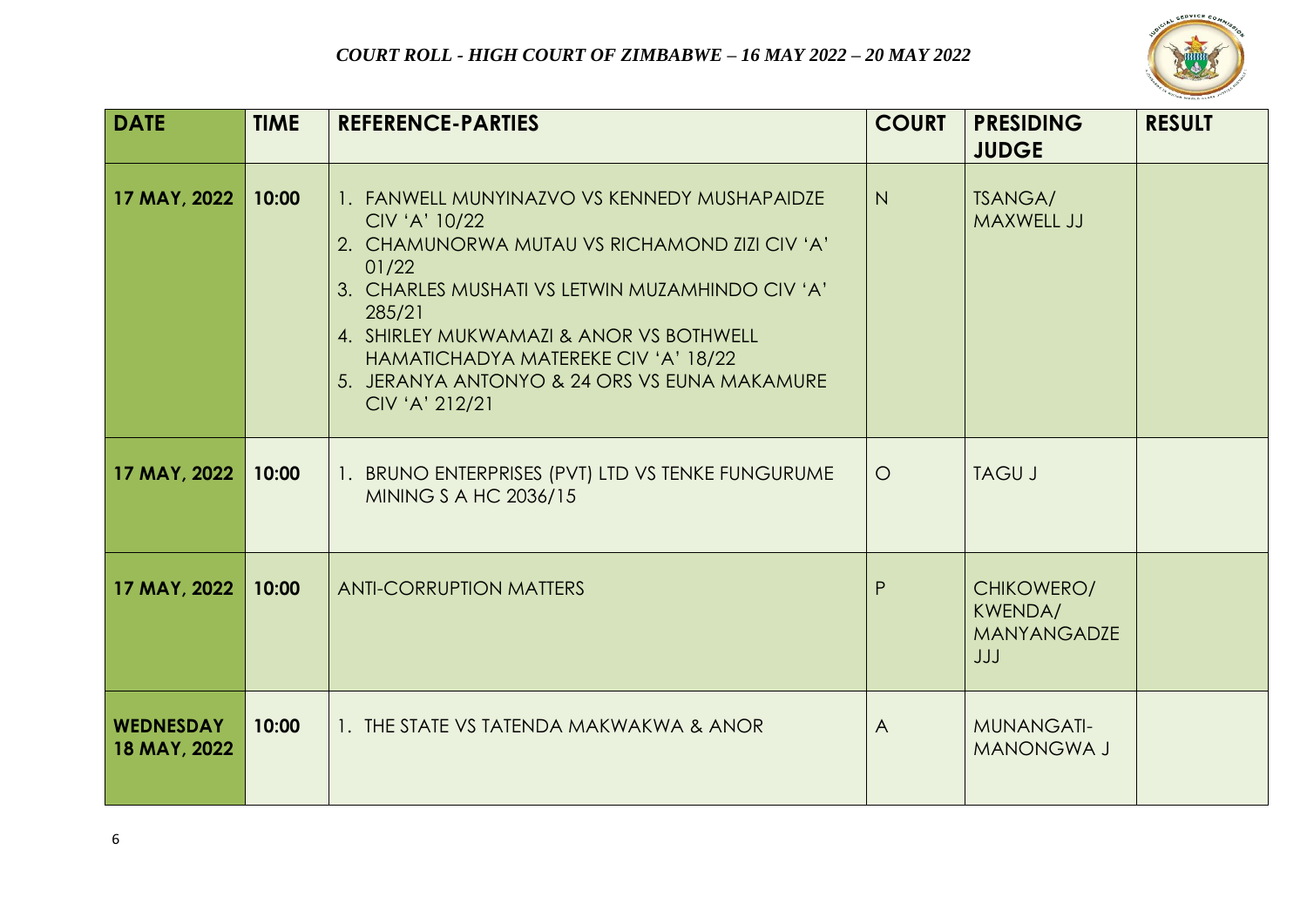*COURT ROLL - HIGH COURT OF ZIMBABWE – 16 MAY 2022 – 20 MAY 2022*

| DATE | TIME | REFERENCE-PARTIES | COURT | PRESIDING JUDGE | RESULT |
|---|---|---|---|---|---|
| 17 MAY, 2022 | 10:00 | 1. FANWELL MUNYINAZVO VS KENNEDY MUSHAPAIDZE CIV 'A' 10/22<br>2. CHAMUNORWA MUTAU VS RICHAMOND ZIZI CIV 'A' 01/22<br>3. CHARLES MUSHATI VS LETWIN MUZAMHINDO CIV 'A' 285/21<br>4. SHIRLEY MUKWAMAZI & ANOR VS BOTHWELL HAMATICHADYA MATEREKE CIV 'A' 18/22<br>5. JERANYA ANTONYO & 24 ORS VS EUNA MAKAMURE CIV 'A' 212/21 | N | TSANGA/ MAXWELL JJ | |
| 17 MAY, 2022 | 10:00 | 1. BRUNO ENTERPRISES (PVT) LTD VS TENKE FUNGURUME MINING S A HC 2036/15 | O | TAGU J | |
| 17 MAY, 2022 | 10:00 | ANTI-CORRUPTION MATTERS | P | CHIKOWERO/ KWENDA/ MANYANGADZE JJJ | |
| WEDNESDAY 18 MAY, 2022 | 10:00 | 1. THE STATE VS TATENDA MAKWAKWA & ANOR | A | MUNANGATI-MANONGWA J | |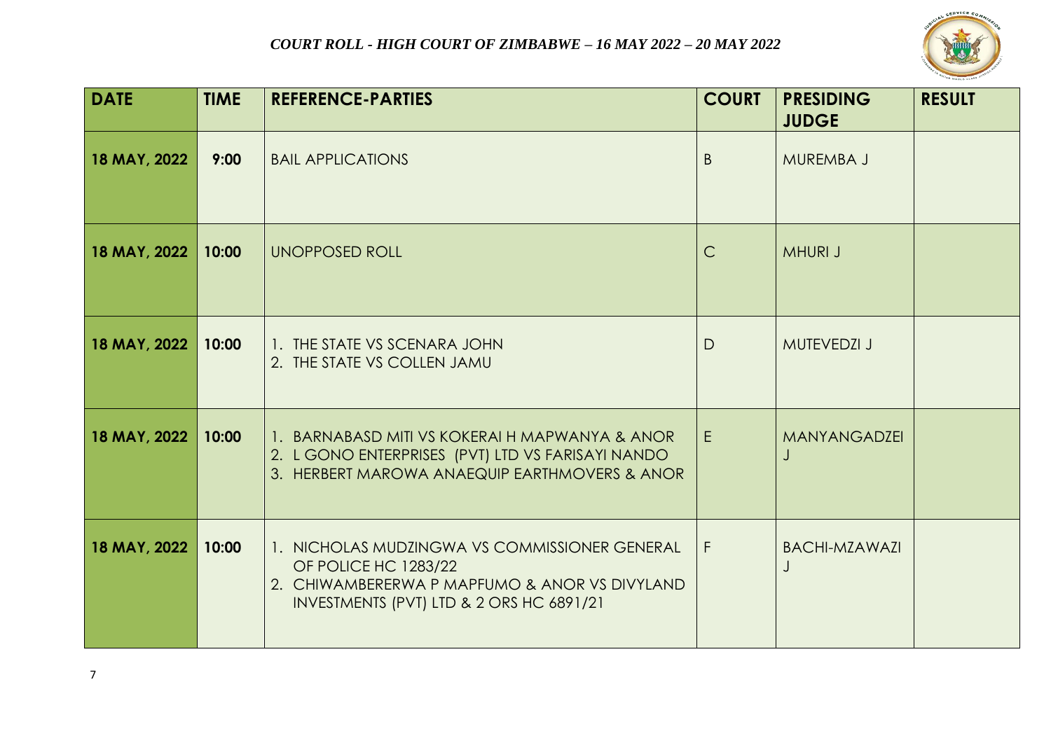*COURT ROLL - HIGH COURT OF ZIMBABWE – 16 MAY 2022 – 20 MAY 2022*

| DATE | TIME | REFERENCE-PARTIES | COURT | PRESIDING JUDGE | RESULT |
|---|---|---|---|---|---|
| 18 MAY, 2022 | 9:00 | BAIL APPLICATIONS | B | MUREMBA J | |
| 18 MAY, 2022 | 10:00 | UNOPPOSED ROLL | C | MHURI J | |
| 18 MAY, 2022 | 10:00 | 1. THE STATE VS SCENARA JOHN<br>2. THE STATE VS COLLEN JAMU | D | MUTEVEDZI J | |
| 18 MAY, 2022 | 10:00 | 1. BARNABASD MITI VS KOKERAI H MAPWANYA & ANOR<br>2. L GONO ENTERPRISES (PVT) LTD VS FARISAYI NANDO<br>3. HERBERT MAROWA ANAEQUIP EARTHMOVERS & ANOR | E | MANYANGADZEI J | |
| 18 MAY, 2022 | 10:00 | 1. NICHOLAS MUDZINGWA VS COMMISSIONER GENERAL OF POLICE HC 1283/22<br>2. CHIWAMBERERWA P MAPFUMO & ANOR VS DIVYLAND INVESTMENTS (PVT) LTD & 2 ORS HC 6891/21 | F | BACHI-MZAWAZI J | |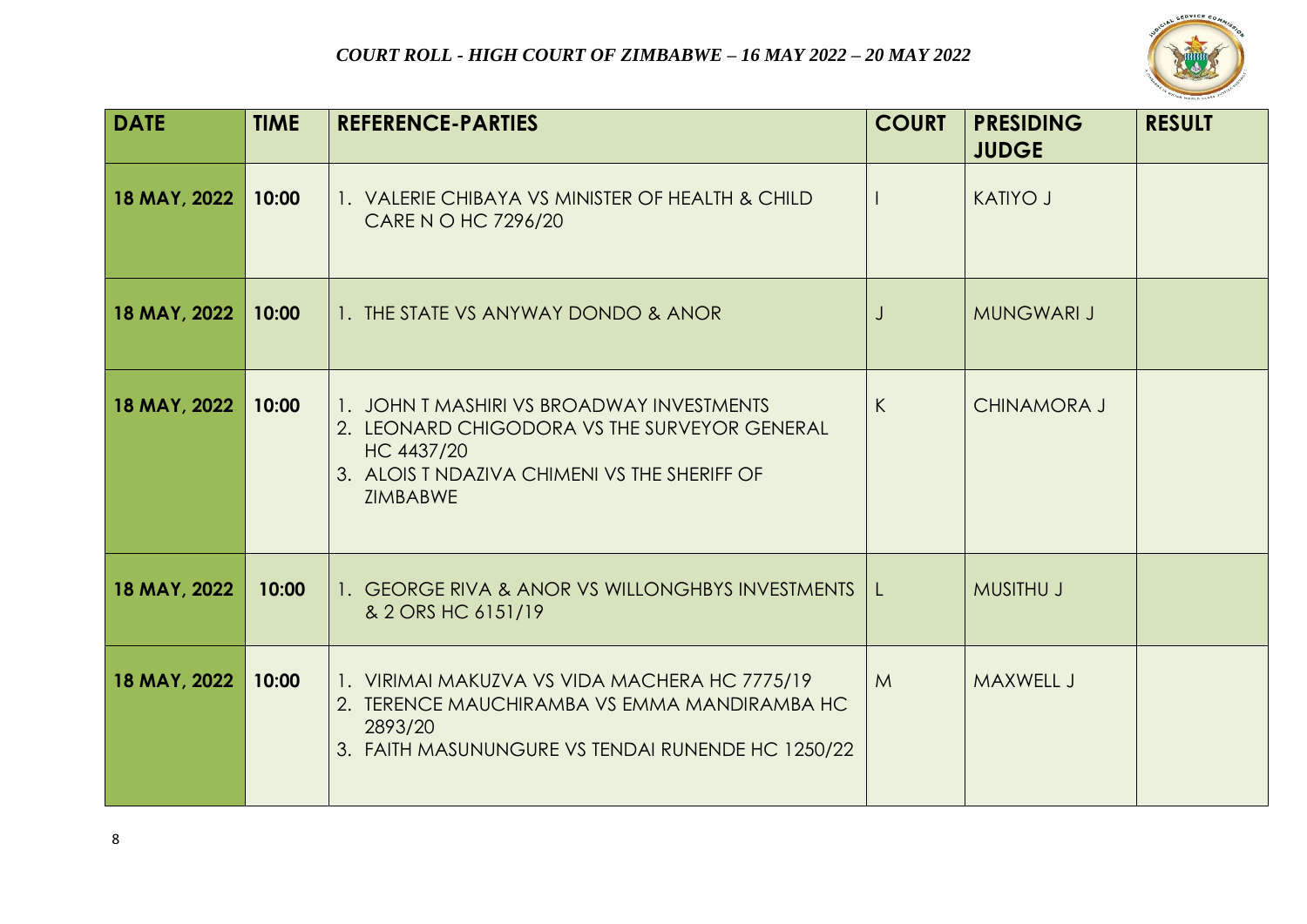*COURT ROLL - HIGH COURT OF ZIMBABWE – 16 MAY 2022 – 20 MAY 2022*

| DATE | TIME | REFERENCE-PARTIES | COURT | PRESIDING JUDGE | RESULT |
|---|---|---|---|---|---|
| 18 MAY, 2022 | 10:00 | 1. VALERIE CHIBAYA VS MINISTER OF HEALTH & CHILD CARE N O HC 7296/20 | I | KATIYO J | |
| 18 MAY, 2022 | 10:00 | 1. THE STATE VS ANYWAY DONDO & ANOR | J | MUNGWARI J | |
| 18 MAY, 2022 | 10:00 | 1. JOHN T MASHIRI VS BROADWAY INVESTMENTS<br>2. LEONARD CHIGODORA VS THE SURVEYOR GENERAL HC 4437/20<br>3. ALOIS T NDAZIVA CHIMENI VS THE SHERIFF OF ZIMBABWE | K | CHINAMORA J | |
| 18 MAY, 2022 | 10:00 | 1. GEORGE RIVA & ANOR VS WILLONGHBYS INVESTMENTS & 2 ORS HC 6151/19 | L | MUSITHU J | |
| 18 MAY, 2022 | 10:00 | 1. VIRIMAI MAKUZVA VS VIDA MACHERA HC 7775/19<br>2. TERENCE MAUCHIRAMBA VS EMMA MANDIRAMBA HC 2893/20<br>3. FAITH MASUNUNGURE VS TENDAI RUNENDE HC 1250/22 | M | MAXWELL J | |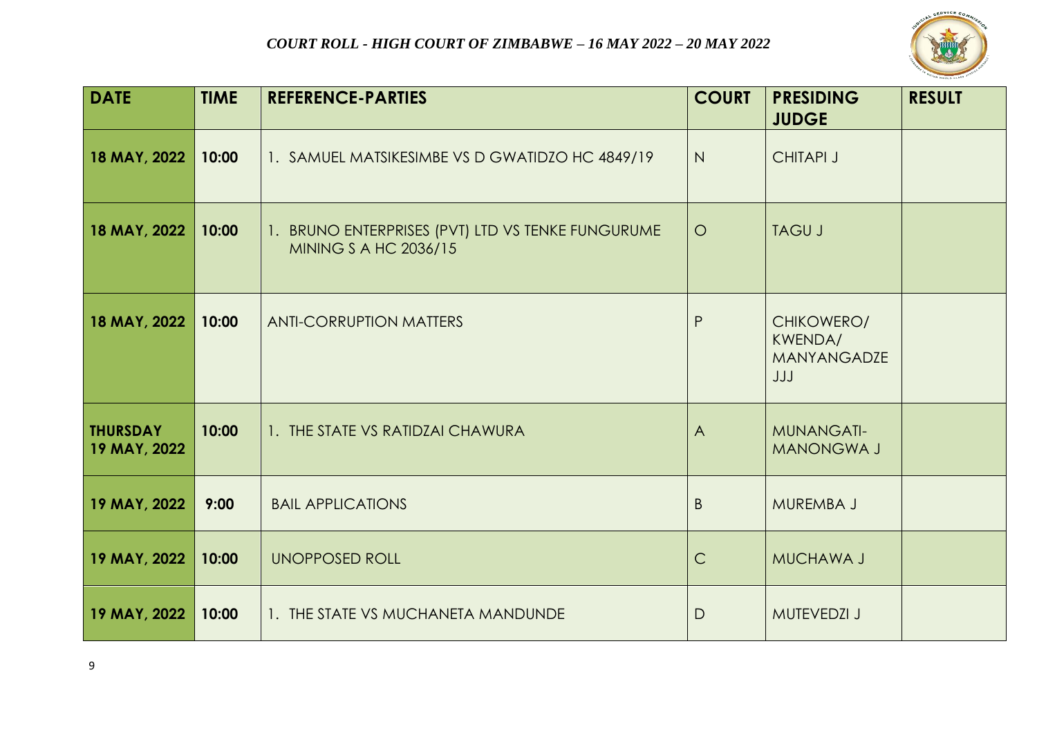### *COURT ROLL - HIGH COURT OF ZIMBABWE – 16 MAY 2022 – 20 MAY 2022*

| DATE | TIME | REFERENCE-PARTIES | COURT | PRESIDING JUDGE | RESULT |
|---|---|---|---|---|---|
| 18 MAY, 2022 | 10:00 | 1. SAMUEL MATSIKESIMBE VS D GWATIDZO HC 4849/19 | N | CHITAPI J | |
| 18 MAY, 2022 | 10:00 | 1. BRUNO ENTERPRISES (PVT) LTD VS TENKE FUNGURUME MINING S A HC 2036/15 | O | TAGU J | |
| 18 MAY, 2022 | 10:00 | ANTI-CORRUPTION MATTERS | P | CHIKOWERO/ KWENDA/ MANYANGADZE JJJ | |
| THURSDAY 19 MAY, 2022 | 10:00 | 1. THE STATE VS RATIDZAI CHAWURA | A | MUNANGATI-MANONGWA J | |
| 19 MAY, 2022 | 9:00 | BAIL APPLICATIONS | B | MUREMBA J | |
| 19 MAY, 2022 | 10:00 | UNOPPOSED ROLL | C | MUCHAWA J | |
| 19 MAY, 2022 | 10:00 | 1. THE STATE VS MUCHANETA MANDUNDE | D | MUTEVEDZI J | |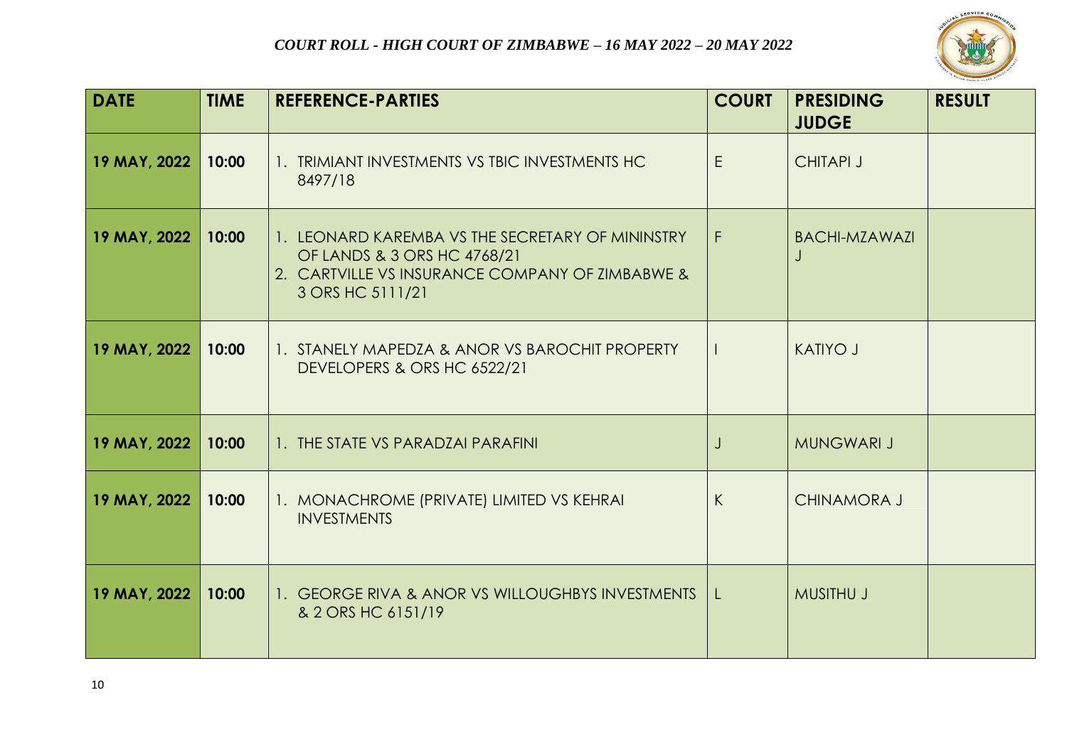*COURT ROLL - HIGH COURT OF ZIMBABWE – 16 MAY 2022 – 20 MAY 2022*

| DATE | TIME | REFERENCE-PARTIES | COURT | PRESIDING JUDGE | RESULT |
|---|---|---|---|---|---|
| 19 MAY, 2022 | 10:00 | 1. TRIMIANT INVESTMENTS VS TBIC INVESTMENTS HC 8497/18 | E | CHITAPI J | |
| 19 MAY, 2022 | 10:00 | 1. LEONARD KAREMBA VS THE SECRETARY OF MININSTRY OF LANDS & 3 ORS HC 4768/21<br>2. CARTVILLE VS INSURANCE COMPANY OF ZIMBABWE & 3 ORS HC 5111/21 | F | BACHI-MZAWAZI J | |
| 19 MAY, 2022 | 10:00 | 1. STANELY MAPEDZA & ANOR VS BAROCHIT PROPERTY DEVELOPERS & ORS HC 6522/21 | I | KATIYO J | |
| 19 MAY, 2022 | 10:00 | 1. THE STATE VS PARADZAI PARAFINI | J | MUNGWARI J | |
| 19 MAY, 2022 | 10:00 | 1. MONACHROME (PRIVATE) LIMITED VS KEHRAI INVESTMENTS | K | CHINAMORA J | |
| 19 MAY, 2022 | 10:00 | 1. GEORGE RIVA & ANOR VS WILLOUGHBYS INVESTMENTS & 2 ORS HC 6151/19 | L | MUSITHU J | |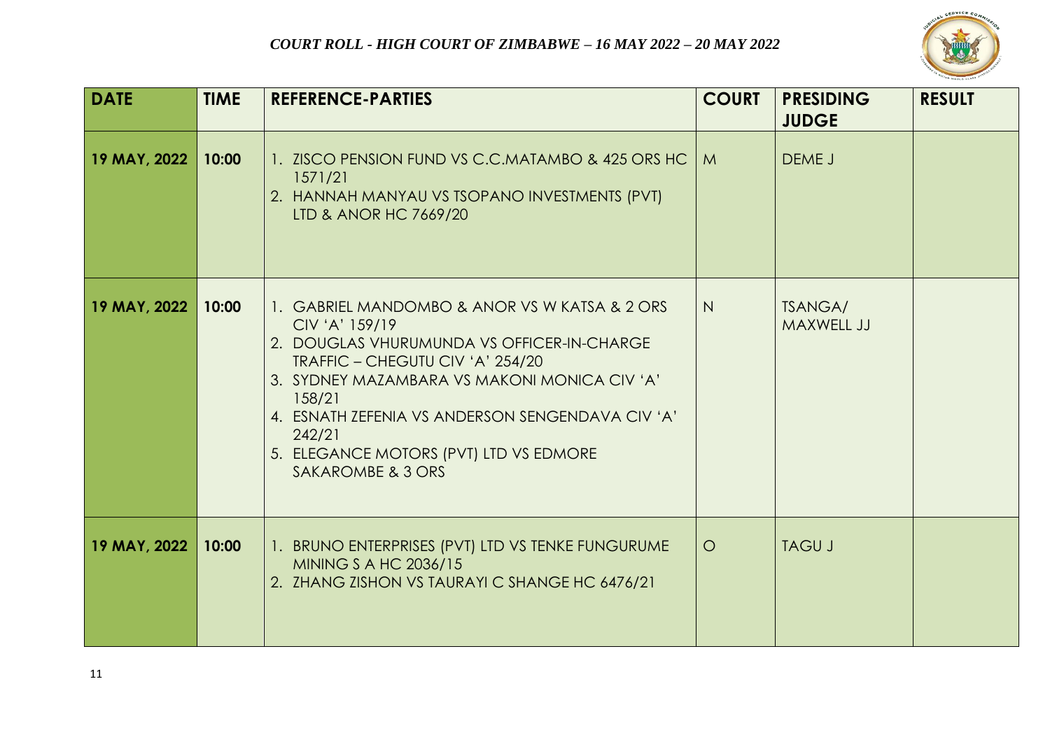*COURT ROLL - HIGH COURT OF ZIMBABWE – 16 MAY 2022 – 20 MAY 2022*

| DATE | TIME | REFERENCE-PARTIES | COURT | PRESIDING JUDGE | RESULT |
|---|---|---|---|---|---|
| 19 MAY, 2022 | 10:00 | 1. ZISCO PENSION FUND VS C.C.MATAMBO & 425 ORS HC 1571/21<br>2. HANNAH MANYAU VS TSOPANO INVESTMENTS (PVT) LTD & ANOR HC 7669/20 | M | DEME J | |
| 19 MAY, 2022 | 10:00 | 1. GABRIEL MANDOMBO & ANOR VS W KATSA & 2 ORS CIV 'A' 159/19<br>2. DOUGLAS VHURUMUNDA VS OFFICER-IN-CHARGE TRAFFIC – CHEGUTU CIV 'A' 254/20<br>3. SYDNEY MAZAMBARA VS MAKONI MONICA CIV 'A' 158/21<br>4. ESNATH ZEFENIA VS ANDERSON SENGENDAVA CIV 'A' 242/21<br>5. ELEGANCE MOTORS (PVT) LTD VS EDMORE SAKAROMBE & 3 ORS | N | TSANGA/ MAXWELL JJ | |
| 19 MAY, 2022 | 10:00 | 1. BRUNO ENTERPRISES (PVT) LTD VS TENKE FUNGURUME MINING S A HC 2036/15<br>2. ZHANG ZISHON VS TAURAYI C SHANGE HC 6476/21 | O | TAGU J | |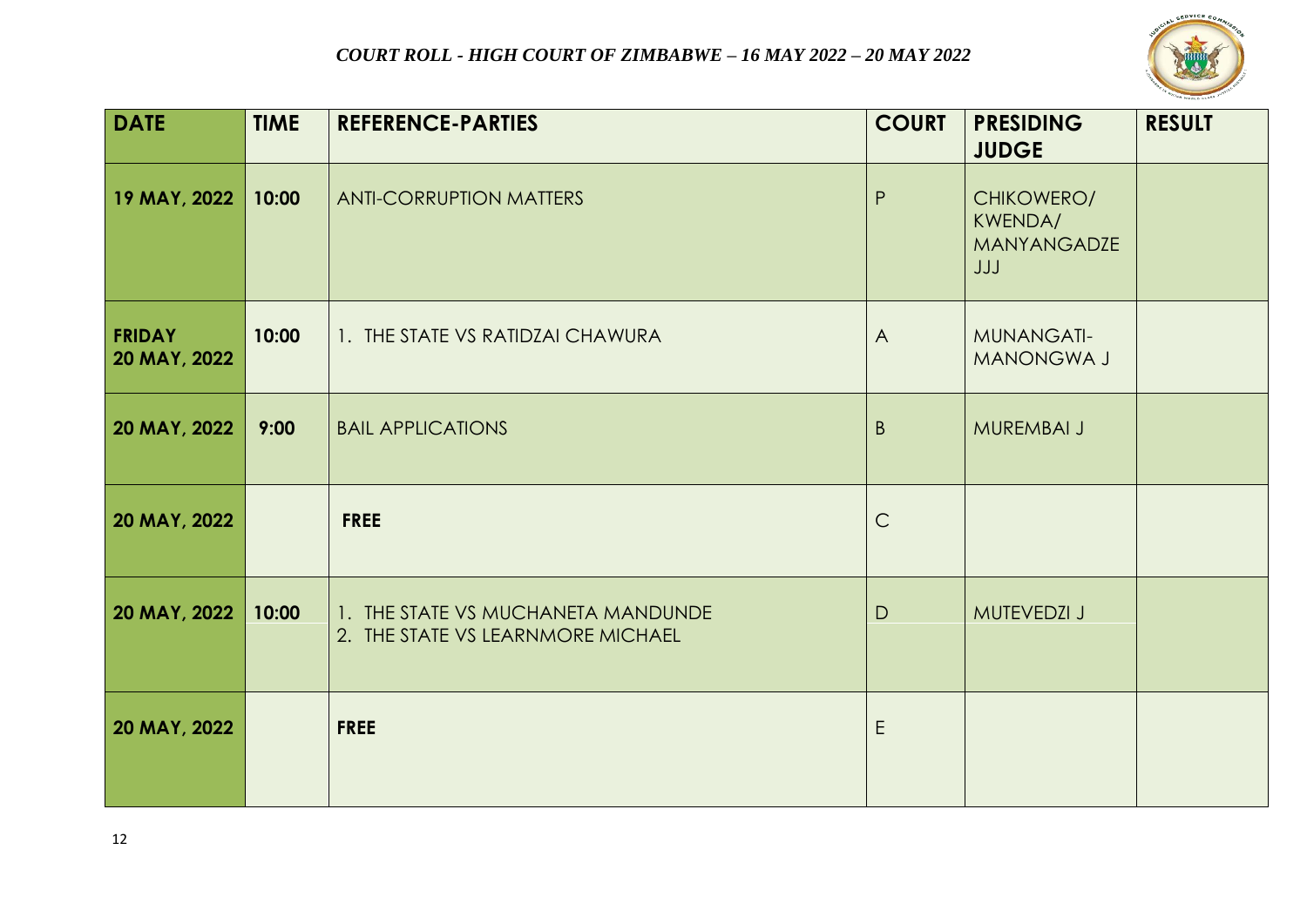*COURT ROLL - HIGH COURT OF ZIMBABWE – 16 MAY 2022 – 20 MAY 2022*

| DATE | TIME | REFERENCE-PARTIES | COURT | PRESIDING JUDGE | RESULT |
|---|---|---|---|---|---|
| 19 MAY, 2022 | 10:00 | ANTI-CORRUPTION MATTERS | P | CHIKOWERO/ KWENDA/ MANYANGADZE JJJ | |
| FRIDAY 20 MAY, 2022 | 10:00 | 1. THE STATE VS RATIDZAI CHAWURA | A | MUNANGATI-MANONGWA J | |
| 20 MAY, 2022 | 9:00 | BAIL APPLICATIONS | B | MUREMBAI J | |
| 20 MAY, 2022 | | **FREE** | C | | |
| 20 MAY, 2022 | 10:00 | 1. THE STATE VS MUCHANETA MANDUNDE<br>2. THE STATE VS LEARNMORE MICHAEL | D | MUTEVEDZI J | |
| 20 MAY, 2022 | | **FREE** | E | | |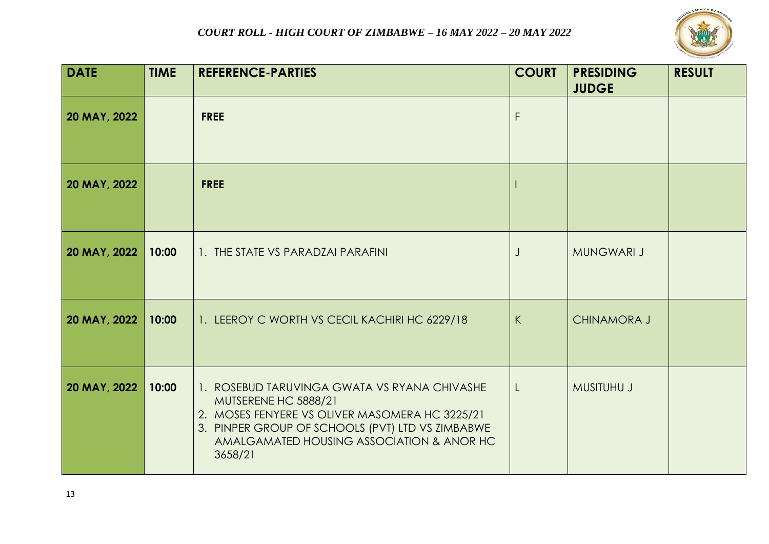*COURT ROLL - HIGH COURT OF ZIMBABWE – 16 MAY 2022 – 20 MAY 2022*

| DATE | TIME | REFERENCE-PARTIES | COURT | PRESIDING JUDGE | RESULT |
|---|---|---|---|---|---|
| 20 MAY, 2022 | | **FREE** | F | | |
| 20 MAY, 2022 | | **FREE** | I | | |
| 20 MAY, 2022 | 10:00 | 1. THE STATE VS PARADZAI PARAFINI | J | MUNGWARI J | |
| 20 MAY, 2022 | 10:00 | 1. LEEROY C WORTH VS CECIL KACHIRI HC 6229/18 | K | CHINAMORA J | |
| 20 MAY, 2022 | 10:00 | 1. ROSEBUD TARUVINGA GWATA VS RYANA CHIVASHE MUTSERENE HC 5888/21<br>2. MOSES FENYERE VS OLIVER MASOMERA HC 3225/21<br>3. PINPER GROUP OF SCHOOLS (PVT) LTD VS ZIMBABWE AMALGAMATED HOUSING ASSOCIATION & ANOR HC 3658/21 | L | MUSITUHU J | |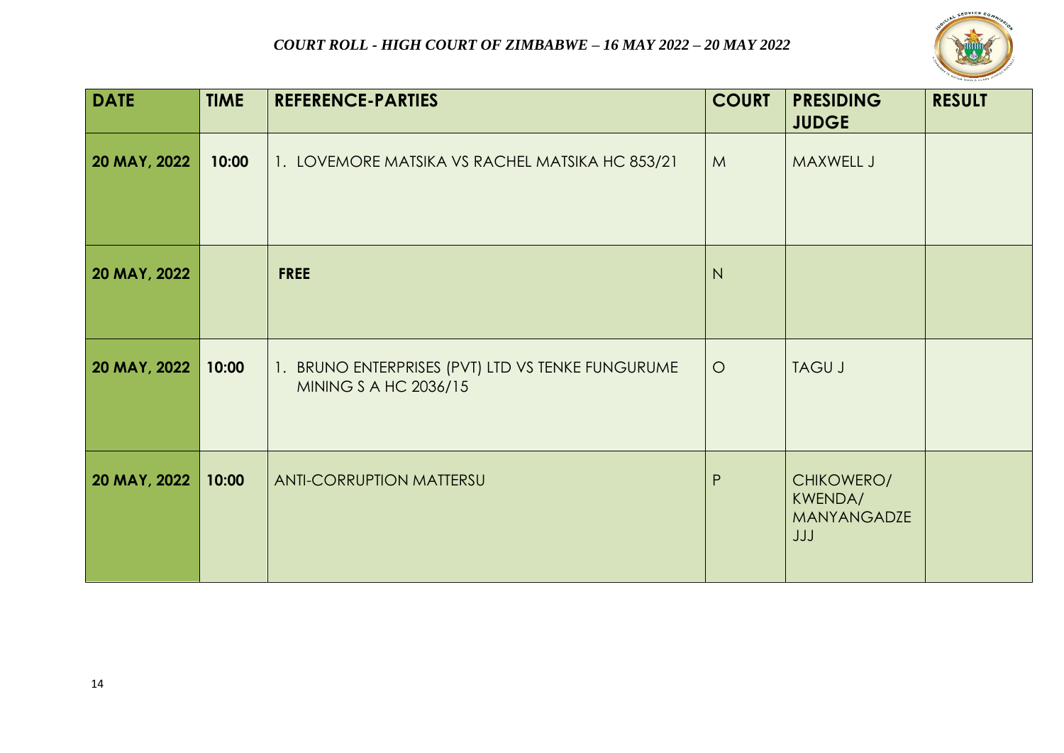*COURT ROLL - HIGH COURT OF ZIMBABWE – 16 MAY 2022 – 20 MAY 2022*

| DATE | TIME | REFERENCE-PARTIES | COURT | PRESIDING JUDGE | RESULT |
|---|---|---|---|---|---|
| 20 MAY, 2022 | 10:00 | 1. LOVEMORE MATSIKA VS RACHEL MATSIKA HC 853/21 | M | MAXWELL J | |
| 20 MAY, 2022 | | **FREE** | N | | |
| 20 MAY, 2022 | 10:00 | 1. BRUNO ENTERPRISES (PVT) LTD VS TENKE FUNGURUME MINING S A HC 2036/15 | O | TAGU J | |
| 20 MAY, 2022 | 10:00 | ANTI-CORRUPTION MATTERSU | P | CHIKOWERO/ KWENDA/ MANYANGADZE JJJ | |